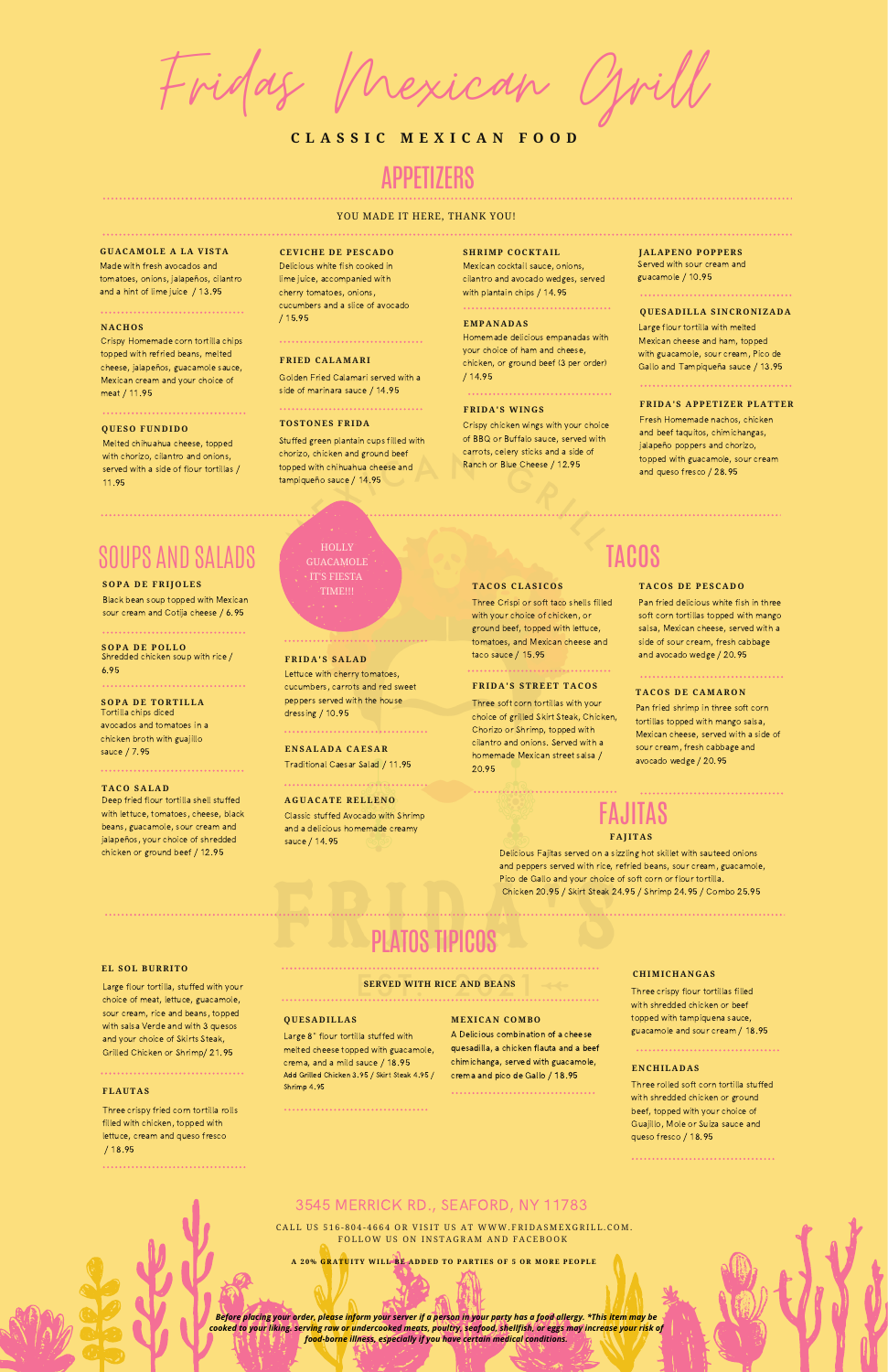# Fridas Mexican Grill

**CLASSIC MEXICAN FOOD**

## APPETIZERS

YOU MADE IT HERE, THANK YOU!

### GUACAMOLE A LA VISTA
Made with fresh avocados and tomatoes, onions, jalapeños, cilantro and a hint of lime juice / 13.95

### NACHOS
Crispy Homemade corn tortilla chips topped with refried beans, melted cheese, jalapeños, guacamole sauce, Mexican cream and your choice of meat / 11.95

### QUESO FUNDIDO
Melted chihuahua cheese, topped with chorizo, cilantro and onions, served with a side of flour tortillas / 11.95

### CEVICHE DE PESCADO
Delicious white fish cooked in lime juice, accompanied with cherry tomatoes, onions, cucumbers and a slice of avocado / 15.95

### FRIED CALAMARI
Golden Fried Calamari served with a side of marinara sauce / 14.95

### TOSTONES FRIDA
Stuffed green plantain cups filled with chorizo, chicken and ground beef topped with chihuahua cheese and tampiqueño sauce / 14.95

### SHRIMP COCKTAIL
Mexican cocktail sauce, onions, cilantro and avocado wedges, served with plantain chips / 14.95

### EMPANADAS
Homemade delicious empanadas with your choice of ham and cheese, chicken, or ground beef (3 per order) / 14.95

### FRIDA'S WINGS
Crispy chicken wings with your choice of BBQ or Buffalo sauce, served with carrots, celery sticks and a side of Ranch or Blue Cheese / 12.95

### JALAPENO POPPERS
Served with sour cream and guacamole / 10.95

### QUESADILLA SINCRONIZADA
Large flour tortilla with melted Mexican cheese and ham, topped with guacamole, sour cream, Pico de Gallo and Tampiqueña sauce / 13.95

### FRIDA'S APPETIZER PLATTER
Fresh Homemade nachos, chicken and beef taquitos, chimichangas, jalapeño poppers and chorizo, topped with guacamole, sour cream and queso fresco / 28.95

## SOUPS AND SALADS

HOLLY GUACAMOLE IT'S FIESTA TIME!!!

### SOPA DE FRIJOLES
Black bean soup topped with Mexican sour cream and Cotija cheese / 6.95

### SOPA DE POLLO
Shredded chicken soup with rice / 6.95

### SOPA DE TORTILLA
Tortilla chips diced avocados and tomatoes in a chicken broth with guajillo sauce / 7.95

### TACO SALAD
Deep fried flour tortilla shell stuffed with lettuce, tomatoes, cheese, black beans, guacamole, sour cream and jalapeños, your choice of shredded chicken or ground beef / 12.95

### FRIDA'S SALAD
Lettuce with cherry tomatoes, cucumbers, carrots and red sweet peppers served with the house dressing / 10.95

### ENSALADA CAESAR
Traditional Caesar Salad / 11.95

### AGUACATE RELLENO
Classic stuffed Avocado with Shrimp and a delicious homemade creamy sauce / 14.95

## TACOS

### TACOS CLASICOS
Three Crispi or soft taco shells filled with your choice of chicken, or ground beef, topped with lettuce, tomatoes, and Mexican cheese and taco sauce / 15.95

### FRIDA'S STREET TACOS
Three soft corn tortillas with your choice of grilled Skirt Steak, Chicken, Chorizo or Shrimp, topped with cilantro and onions. Served with a homemade Mexican street salsa / 20.95

### TACOS DE PESCADO
Pan fried delicious white fish in three soft corn tortillas topped with mango salsa, Mexican cheese, served with a side of sour cream, fresh cabbage and avocado wedge / 20.95

### TACOS DE CAMARON
Pan fried shrimp in three soft corn tortillas topped with mango salsa, Mexican cheese, served with a side of sour cream, fresh cabbage and avocado wedge / 20.95

## FAJITAS

### FAJITAS
Delicious Fajitas served on a sizzling hot skillet with sauteed onions and peppers served with rice, refried beans, sour cream, guacamole, Pico de Gallo and your choice of soft corn or flour tortilla.
Chicken 20.95 / Skirt Steak 24.95 / Shrimp 24.95 / Combo 25.95

## PLATOS TIPICOS

SERVED WITH RICE AND BEANS

### EL SOL BURRITO
Large flour tortilla, stuffed with your choice of meat, lettuce, guacamole, sour cream, rice and beans, topped with salsa Verde and with 3 quesos and your choice of Skirts Steak, Grilled Chicken or Shrimp/ 21.95

### FLAUTAS
Three crispy fried corn tortilla rolls filled with chicken, topped with lettuce, cream and queso fresco / 18.95

### QUESADILLAS
Large 8" flour tortilla stuffed with melted cheese topped with guacamole, crema, and a mild sauce / 18.95
Add Grilled Chicken 3.95 / Skirt Steak 4.95 / Shrimp 4.95

### MEXICAN COMBO
A Delicious combination of a cheese quesadilla, a chicken flauta and a beef chimichanga, served with guacamole, crema and pico de Gallo / 18.95

### CHIMICHANGAS
Three crispy flour tortillas filled with shredded chicken or beef topped with tampiquena sauce, guacamole and sour cream / 18.95

### ENCHILADAS
Three rolled soft corn tortilla stuffed with shredded chicken or ground beef, topped with your choice of Guajillo, Mole or Suiza sauce and queso fresco / 18.95

3545 MERRICK RD., SEAFORD, NY 11783

CALL US 516-804-4664 OR VISIT US AT WWW.FRIDASMEXGRILL.COM.
FOLLOW US ON INSTAGRAM AND FACEBOOK

**A 20% GRATUITY WILL BE ADDED TO PARTIES OF 5 OR MORE PEOPLE**

***Before placing your order, please inform your server if a person in your party has a food allergy. *This item may be cooked to your liking, serving raw or undercooked meats, poultry, seafood, shellfish, or eggs may increase your risk of food-borne illness, especially if you have certain medical conditions.***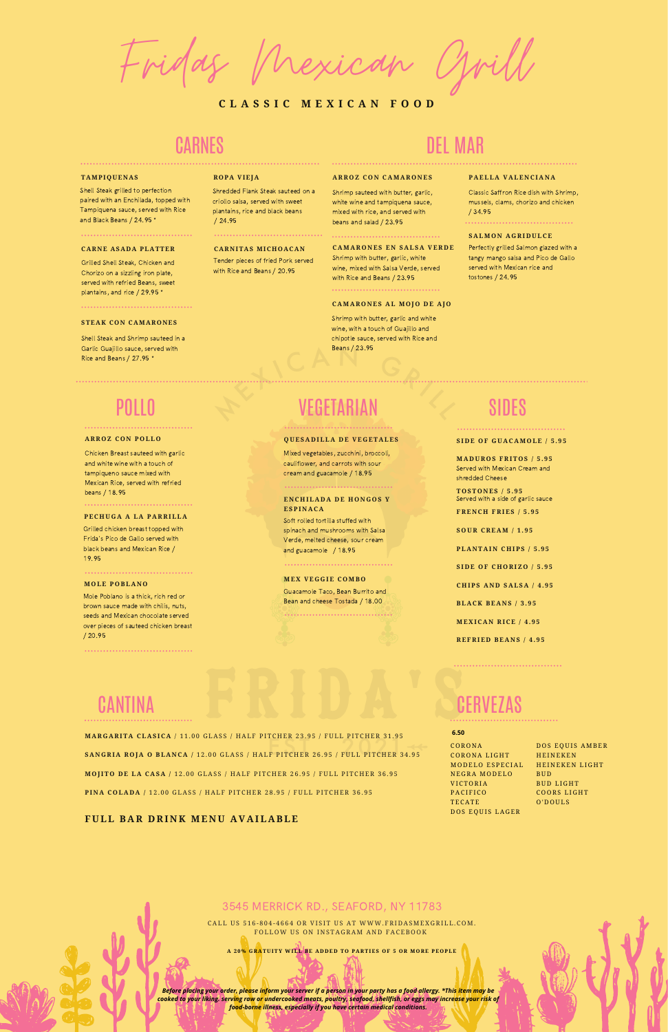// Fridas Mexican Grill

**CLASSIC MEXICAN FOOD**

## CARNES

### TAMPIQUENAS
Shell Steak grilled to perfection paired with an Enchilada, topped with Tampiquena sauce, served with Rice and Black Beans / 24.95 *

### ROPA VIEJA
Shredded Flank Steak sauteed on a criollo salsa, served with sweet plantains, rice and black beans / 24.95

### CARNE ASADA PLATTER
Grilled Shell Steak, Chicken and Chorizo on a sizzling iron plate, served with refried Beans, sweet plantains, and rice / 29.95 *

### CARNITAS MICHOACAN
Tender pieces of fried Pork served with Rice and Beans / 20.95

### STEAK CON CAMARONES
Shell Steak and Shrimp sauteed in a Garlic Guajillo sauce, served with Rice and Beans / 27.95 *

## DEL MAR

### ARROZ CON CAMARONES
Shrimp sauteed with butter, garlic, white wine and tampiquena sauce, mixed with rice, and served with beans and salad / 23.95

### CAMARONES EN SALSA VERDE
Shrimp with butter, garlic, white wine, mixed with Salsa Verde, served with Rice and Beans / 23.95

### CAMARONES AL MOJO DE AJO
Shrimp with butter, garlic and white wine, with a touch of Guajillo and chipotle sauce, served with Rice and Beans / 23.95

### PAELLA VALENCIANA
Classic Saffron Rice dish with Shrimp, mussels, clams, chorizo and chicken / 34.95

### SALMON AGRIDULCE
Perfectly grilled Salmon glazed with a tangy mango salsa and Pico de Gallo served with Mexican rice and tostones / 24.95

## POLLO

### ARROZ CON POLLO
Chicken Breast sauteed with garlic and white wine with a touch of tampiqueno sauce mixed with Mexican Rice, served with refried beans / 18.95

### PECHUGA A LA PARRILLA
Grilled chicken breast topped with Frida's Pico de Gallo served with black beans and Mexican Rice / 19.95

### MOLE POBLANO
Mole Poblano is a thick, rich red or brown sauce made with chilis, nuts, seeds and Mexican chocolate served over pieces of sauteed chicken breast / 20.95

## VEGETARIAN

### QUESADILLA DE VEGETALES
Mixed vegetables, zucchini, broccoli, cauliflower, and carrots with sour cream and guacamole / 18.95

### ENCHILADA DE HONGOS Y ESPINACA
Soft rolled tortilla stuffed with spinach and mushrooms with Salsa Verde, melted cheese, sour cream and guacamole / 18.95

### MEX VEGGIE COMBO
Guacamole Taco, Bean Burrito and Bean and cheese Tostada / 18.00

## SIDES

**SIDE OF GUACAMOLE / 5.95**

**MADUROS FRITOS / 5.95**
Served with Mexican Cream and shredded Cheese

**TOSTONES / 5.95**
Served with a side of garlic sauce

**FRENCH FRIES / 5.95**

**SOUR CREAM / 1.95**

**PLANTAIN CHIPS / 5.95**

**SIDE OF CHORIZO / 5.95**

**CHIPS AND SALSA / 4.95**

**BLACK BEANS / 3.95**

**MEXICAN RICE / 4.95**

**REFRIED BEANS / 4.95**

## CANTINA

**MARGARITA CLASICA** / 11.00 GLASS / HALF PITCHER 23.95 / FULL PITCHER 31.95

**SANGRIA ROJA O BLANCA** / 12.00 GLASS / HALF PITCHER 26.95 / FULL PITCHER 34.95

**MOJITO DE LA CASA** / 12.00 GLASS / HALF PITCHER 26.95 / FULL PITCHER 36.95

**PINA COLADA** / 12.00 GLASS / HALF PITCHER 28.95 / FULL PITCHER 36.95

**FULL BAR DRINK MENU AVAILABLE**

## CERVEZAS

**6.50**

- CORONA
- CORONA LIGHT
- MODELO ESPECIAL
- NEGRA MODELO
- VICTORIA
- PACIFICO
- TECATE
- DOS EQUIS LAGER
- DOS EQUIS AMBER
- HEINEKEN
- HEINEKEN LIGHT
- BUD
- BUD LIGHT
- COORS LIGHT
- O'DOULS

3545 MERRICK RD., SEAFORD, NY 11783

CALL US 516-804-4664 OR VISIT US AT WWW.FRIDASMEXGRILL.COM.
FOLLOW US ON INSTAGRAM AND FACEBOOK

**A 20% GRATUITY WILL BE ADDED TO PARTIES OF 5 OR MORE PEOPLE**

***Before placing your order, please inform your server if a person in your party has a food allergy. *This item may be cooked to your liking, serving raw or undercooked meats, poultry, seafood, shellfish, or eggs may increase your risk of food-borne illness, especially if you have certain medical conditions.***